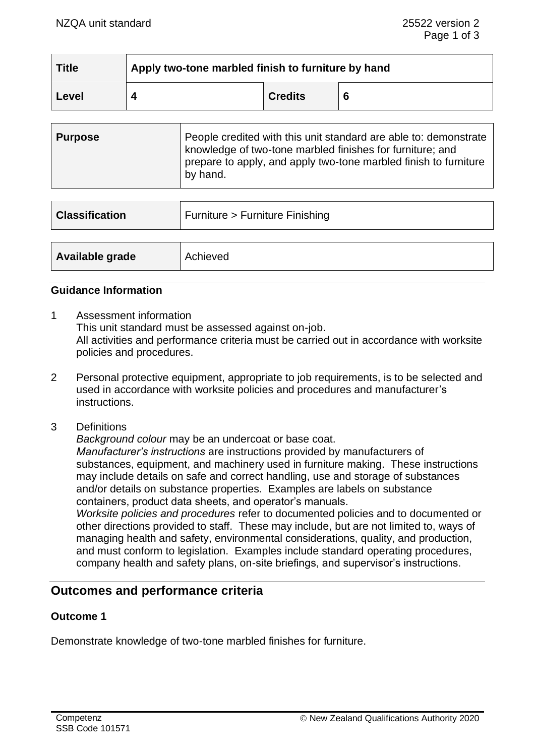| Title | Apply two-tone marbled finish to furniture by hand | | |
|---|---|---|---|
| Level | 4 | Credits | 6 |

| Purpose | People credited with this unit standard are able to: demonstrate knowledge of two-tone marbled finishes for furniture; and prepare to apply, and apply two-tone marbled finish to furniture by hand. |
|---|---|

| Classification | Furniture > Furniture Finishing |
|---|---|

| Available grade | Achieved |
|---|---|

**Guidance Information**

1 Assessment information
   This unit standard must be assessed against on-job.
   All activities and performance criteria must be carried out in accordance with worksite policies and procedures.

2 Personal protective equipment, appropriate to job requirements, is to be selected and used in accordance with worksite policies and procedures and manufacturer's instructions.

3 Definitions
   *Background colour* may be an undercoat or base coat.
   *Manufacturer's instructions* are instructions provided by manufacturers of substances, equipment, and machinery used in furniture making. These instructions may include details on safe and correct handling, use and storage of substances and/or details on substance properties. Examples are labels on substance containers, product data sheets, and operator's manuals.
   *Worksite policies and procedures* refer to documented policies and to documented or other directions provided to staff. These may include, but are not limited to, ways of managing health and safety, environmental considerations, quality, and production, and must conform to legislation. Examples include standard operating procedures, company health and safety plans, on-site briefings, and supervisor's instructions.

## Outcomes and performance criteria

**Outcome 1**

Demonstrate knowledge of two-tone marbled finishes for furniture.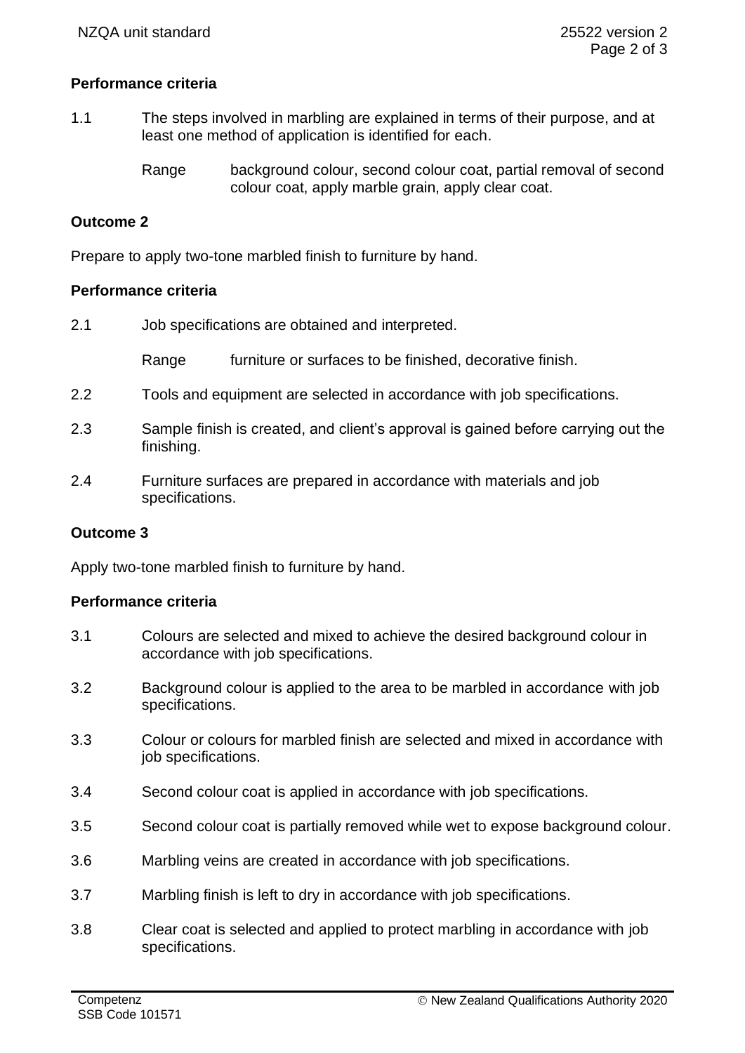**Performance criteria**

1.1 The steps involved in marbling are explained in terms of their purpose, and at least one method of application is identified for each.

Range: background colour, second colour coat, partial removal of second colour coat, apply marble grain, apply clear coat.

**Outcome 2**

Prepare to apply two-tone marbled finish to furniture by hand.

**Performance criteria**

2.1 Job specifications are obtained and interpreted.

Range: furniture or surfaces to be finished, decorative finish.

2.2 Tools and equipment are selected in accordance with job specifications.

2.3 Sample finish is created, and client's approval is gained before carrying out the finishing.

2.4 Furniture surfaces are prepared in accordance with materials and job specifications.

**Outcome 3**

Apply two-tone marbled finish to furniture by hand.

**Performance criteria**

3.1 Colours are selected and mixed to achieve the desired background colour in accordance with job specifications.

3.2 Background colour is applied to the area to be marbled in accordance with job specifications.

3.3 Colour or colours for marbled finish are selected and mixed in accordance with job specifications.

3.4 Second colour coat is applied in accordance with job specifications.

3.5 Second colour coat is partially removed while wet to expose background colour.

3.6 Marbling veins are created in accordance with job specifications.

3.7 Marbling finish is left to dry in accordance with job specifications.

3.8 Clear coat is selected and applied to protect marbling in accordance with job specifications.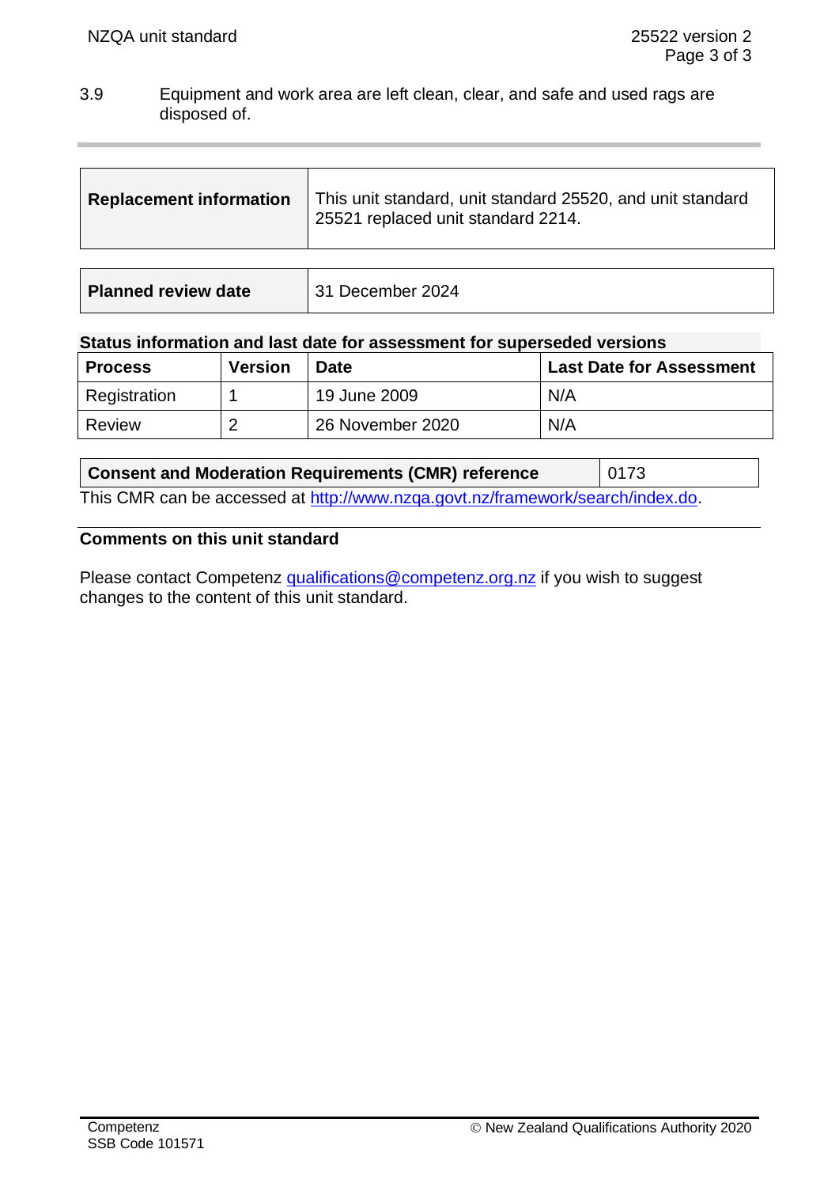3.9 Equipment and work area are left clean, clear, and safe and used rags are disposed of.

| | |
|---|---|
| **Replacement information** | This unit standard, unit standard 25520, and unit standard 25521 replaced unit standard 2214. |

| | |
|---|---|
| **Planned review date** | 31 December 2024 |

**Status information and last date for assessment for superseded versions**

| Process | Version | Date | Last Date for Assessment |
|---|---|---|---|
| Registration | 1 | 19 June 2009 | N/A |
| Review | 2 | 26 November 2020 | N/A |

| | |
|---|---|
| **Consent and Moderation Requirements (CMR) reference** | 0173 |

This CMR can be accessed at http://www.nzqa.govt.nz/framework/search/index.do.

**Comments on this unit standard**

Please contact Competenz qualifications@competenz.org.nz if you wish to suggest changes to the content of this unit standard.